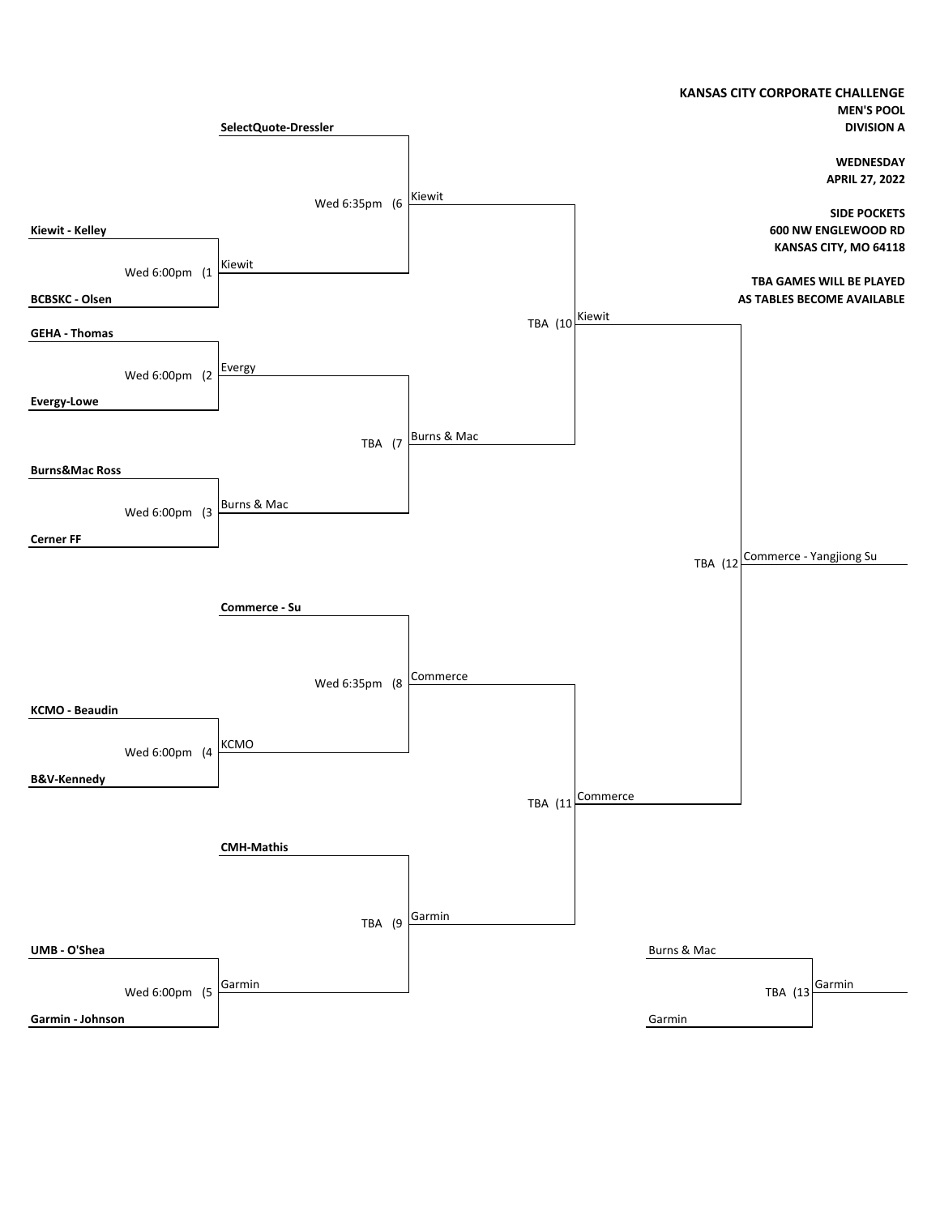**KANSAS CITY CORPORATE CHALLENGE**
**MEN'S POOL**
**DIVISION A**

**WEDNESDAY**
**APRIL 27, 2022**

**SIDE POCKETS**
**600 NW ENGLEWOOD RD**
**KANSAS CITY, MO 64118**

**TBA GAMES WILL BE PLAYED AS TABLES BECOME AVAILABLE**

| Game | Time | Team 1 | Team 2 | Winner |
|---|---|---|---|---|
| 1 | Wed 6:00pm | Kiewit - Kelley | BCBSKC - Olsen | Kiewit |
| 2 | Wed 6:00pm | GEHA - Thomas | Evergy-Lowe | Evergy |
| 3 | Wed 6:00pm | Burns&Mac Ross | Cerner FF | Burns & Mac |
| 4 | Wed 6:00pm | KCMO - Beaudin | B&V-Kennedy | KCMO |
| 5 | Wed 6:00pm | UMB - O'Shea | Garmin - Johnson | Garmin |
| 6 | Wed 6:35pm | SelectQuote-Dressler | Kiewit | Kiewit |
| 7 | TBA | Evergy | Burns & Mac | Burns & Mac |
| 8 | Wed 6:35pm | Commerce - Su | KCMO | Commerce |
| 9 | TBA | CMH-Mathis | Garmin | Garmin |
| 10 | TBA | Kiewit | Burns & Mac | Kiewit |
| 11 | TBA | Commerce | Garmin | Commerce |
| 12 | TBA | Kiewit | Commerce | Commerce - Yangjiong Su |
| 13 | TBA | Burns & Mac | Garmin | Garmin |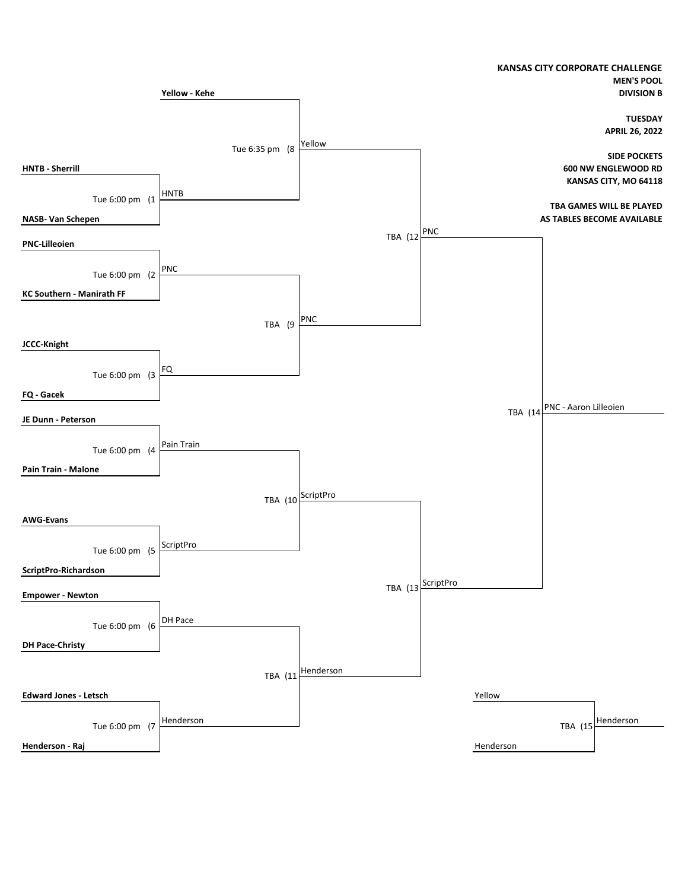**KANSAS CITY CORPORATE CHALLENGE**
**MEN'S POOL**
**DIVISION B**

**TUESDAY**
**APRIL 26, 2022**

**SIDE POCKETS**
**600 NW ENGLEWOOD RD**
**KANSAS CITY, MO 64118**

**TBA GAMES WILL BE PLAYED AS TABLES BECOME AVAILABLE**

## First Round

| Game | Time | Team 1 | Team 2 | Winner |
|---|---|---|---|---|
| 1 | Tue 6:00 pm | HNTB - Sherrill | NASB- Van Schepen | HNTB |
| 2 | Tue 6:00 pm | PNC-Lilleoien | KC Southern - Manirath FF | PNC |
| 3 | Tue 6:00 pm | JCCC-Knight | FQ - Gacek | FQ |
| 4 | Tue 6:00 pm | JE Dunn - Peterson | Pain Train - Malone | Pain Train |
| 5 | Tue 6:00 pm | AWG-Evans | ScriptPro-Richardson | ScriptPro |
| 6 | Tue 6:00 pm | Empower - Newton | DH Pace-Christy | DH Pace |
| 7 | Tue 6:00 pm | Edward Jones - Letsch | Henderson - Raj | Henderson |

## Second Round

| Game | Time | Team 1 | Team 2 | Winner |
|---|---|---|---|---|
| 8 | Tue 6:35 pm | Yellow - Kehe | HNTB | Yellow |
| 9 | TBA | PNC | FQ | PNC |
| 10 | TBA | Pain Train | ScriptPro | ScriptPro |
| 11 | TBA | DH Pace | Henderson | Henderson |

## Semifinals

| Game | Time | Team 1 | Team 2 | Winner |
|---|---|---|---|---|
| 12 | TBA | Yellow | PNC | PNC |
| 13 | TBA | ScriptPro | Henderson | ScriptPro |

## Final

| Game | Time | Team 1 | Team 2 | Winner |
|---|---|---|---|---|
| 14 | TBA | PNC | ScriptPro | PNC - Aaron Lilleoien |

## Game 15

| Game | Time | Team 1 | Team 2 | Winner |
|---|---|---|---|---|
| 15 | TBA | Yellow | Henderson | Henderson |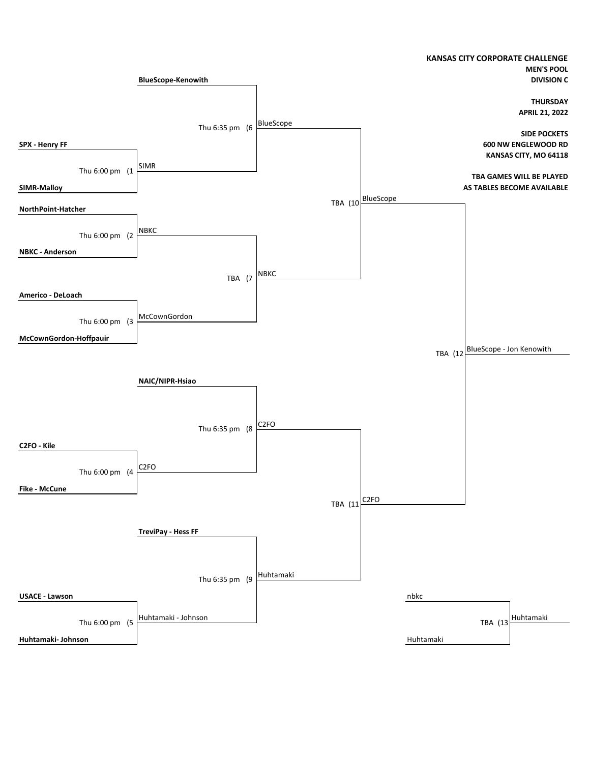**KANSAS CITY CORPORATE CHALLENGE**
**MEN'S POOL**
**DIVISION C**

**THURSDAY**
**APRIL 21, 2022**

**SIDE POCKETS**
**600 NW ENGLEWOOD RD**
**KANSAS CITY, MO 64118**

**TBA GAMES WILL BE PLAYED AS TABLES BECOME AVAILABLE**

| Game | Time | Team 1 | Team 2 | Winner |
|---|---|---|---|---|
| (1 | Thu 6:00 pm | **SPX - Henry FF** | **SIMR-Malloy** | SIMR |
| (2 | Thu 6:00 pm | **NorthPoint-Hatcher** | **NBKC - Anderson** | NBKC |
| (3 | Thu 6:00 pm | **Americo - DeLoach** | **McCownGordon-Hoffpauir** | McCownGordon |
| (4 | Thu 6:00 pm | **C2FO - Kile** | **Fike - McCune** | C2FO |
| (5 | Thu 6:00 pm | **USACE - Lawson** | **Huhtamaki- Johnson** | Huhtamaki - Johnson |
| (6 | Thu 6:35 pm | **BlueScope-Kenowith** | SIMR | BlueScope |
| (7 | TBA | NBKC | McCownGordon | NBKC |
| (8 | Thu 6:35 pm | **NAIC/NIPR-Hsiao** | C2FO | C2FO |
| (9 | Thu 6:35 pm | **TreviPay - Hess FF** | Huhtamaki - Johnson | Huhtamaki |
| (10 | TBA | BlueScope | NBKC | BlueScope |
| (11 | TBA | C2FO | Huhtamaki | C2FO |
| (12 | TBA | BlueScope | C2FO | BlueScope - Jon Kenowith |
| (13 | TBA | nbkc | Huhtamaki | Huhtamaki |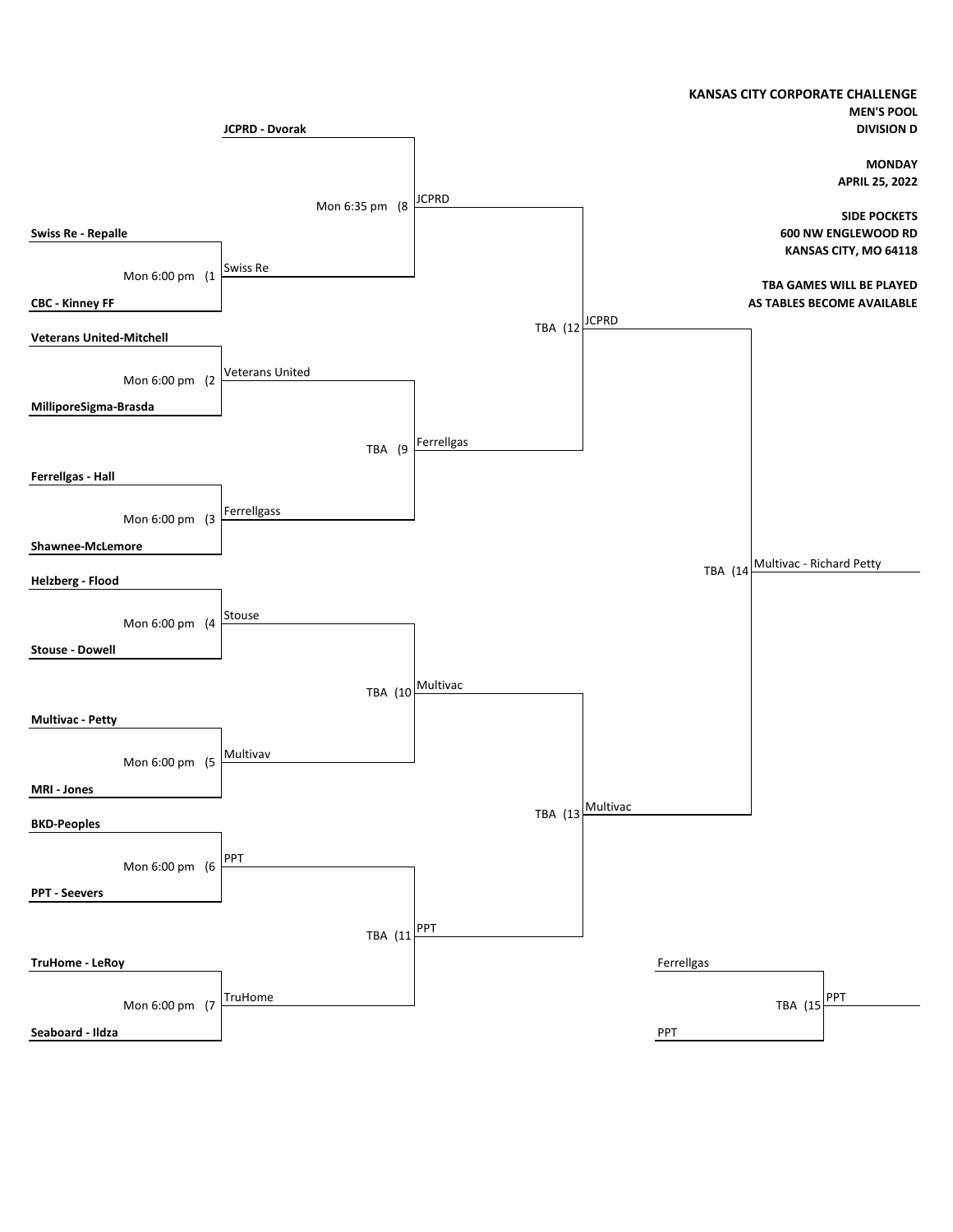**KANSAS CITY CORPORATE CHALLENGE**
**MEN'S POOL**
**DIVISION D**

**MONDAY**
**APRIL 25, 2022**

**SIDE POCKETS**
**600 NW ENGLEWOOD RD**
**KANSAS CITY, MO 64118**

**TBA GAMES WILL BE PLAYED AS TABLES BECOME AVAILABLE**

## First Round

| Game | Time | Team 1 | Team 2 | Winner |
|---|---|---|---|---|
| (1 | Mon 6:00 pm | **Swiss Re - Repalle** | **CBC - Kinney FF** | Swiss Re |
| (2 | Mon 6:00 pm | **Veterans United-Mitchell** | **MilliporeSigma-Brasda** | Veterans United |
| (3 | Mon 6:00 pm | **Ferrellgas - Hall** | **Shawnee-McLemore** | Ferrellgass |
| (4 | Mon 6:00 pm | **Helzberg - Flood** | **Stouse - Dowell** | Stouse |
| (5 | Mon 6:00 pm | **Multivac - Petty** | **MRI - Jones** | Multivav |
| (6 | Mon 6:00 pm | **BKD-Peoples** | **PPT - Seevers** | PPT |
| (7 | Mon 6:00 pm | **TruHome - LeRoy** | **Seaboard - Ildza** | TruHome |

## Second Round

| Game | Time | Team 1 | Team 2 | Winner |
|---|---|---|---|---|
| (8 | Mon 6:35 pm | **JCPRD - Dvorak** | Swiss Re | JCPRD |
| (9 | TBA | Veterans United | Ferrellgass | Ferrellgas |
| (10 | TBA | Stouse | Multivav | Multivac |
| (11 | TBA | PPT | TruHome | PPT |

## Semifinals

| Game | Time | Team 1 | Team 2 | Winner |
|---|---|---|---|---|
| (12 | TBA | JCPRD | Ferrellgas | JCPRD |
| (13 | TBA | Multivac | PPT | Multivac |

## Final

| Game | Time | Team 1 | Team 2 | Winner |
|---|---|---|---|---|
| (14 | TBA | JCPRD | Multivac | Multivac - Richard Petty |

## Third Place

| Game | Time | Team 1 | Team 2 | Winner |
|---|---|---|---|---|
| (15 | TBA | Ferrellgas | PPT | PPT |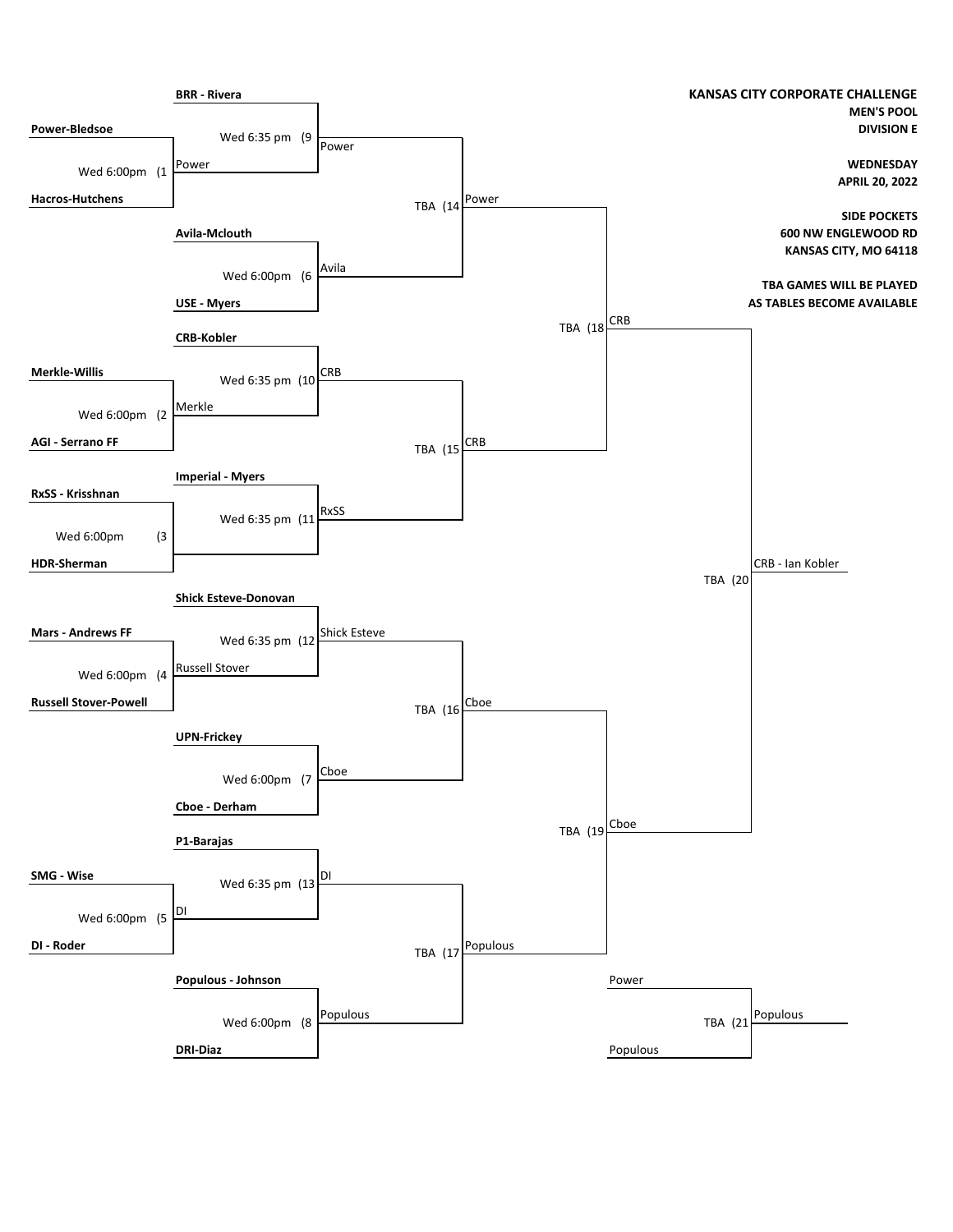**KANSAS CITY CORPORATE CHALLENGE**
**MEN'S POOL**
**DIVISION E**

**WEDNESDAY**
**APRIL 20, 2022**

**SIDE POCKETS**
**600 NW ENGLEWOOD RD**
**KANSAS CITY, MO 64118**

**TBA GAMES WILL BE PLAYED AS TABLES BECOME AVAILABLE**

| Game | Time | Team 1 | Team 2 | Winner |
|---|---|---|---|---|
| (1 | Wed 6:00pm | Power-Bledsoe | Hacros-Hutchens | Power |
| (2 | Wed 6:00pm | Merkle-Willis | AGI - Serrano FF | Merkle |
| (3 | Wed 6:00pm | RxSS - Krisshnan | HDR-Sherman | |
| (4 | Wed 6:00pm | Mars - Andrews FF | Russell Stover-Powell | Russell Stover |
| (5 | Wed 6:00pm | SMG - Wise | DI - Roder | DI |
| (6 | Wed 6:00pm | Avila-Mclouth | USE - Myers | Avila |
| (7 | Wed 6:00pm | UPN-Frickey | Cboe - Derham | Cboe |
| (8 | Wed 6:00pm | Populous - Johnson | DRI-Diaz | Populous |
| (9 | Wed 6:35 pm | BRR - Rivera | Power | Power |
| (10 | Wed 6:35 pm | CRB-Kobler | Merkle | CRB |
| (11 | Wed 6:35 pm | Imperial - Myers | Winner of (3 | RxSS |
| (12 | Wed 6:35 pm | Shick Esteve-Donovan | Russell Stover | Shick Esteve |
| (13 | Wed 6:35 pm | P1-Barajas | DI | DI |
| (14 | TBA | Power | Avila | Power |
| (15 | TBA | CRB | RxSS | CRB |
| (16 | TBA | Shick Esteve | Cboe | Cboe |
| (17 | TBA | DI | Populous | Populous |
| (18 | TBA | Power | CRB | CRB |
| (19 | TBA | Cboe | Populous | Cboe |
| (20 | TBA | CRB | Cboe | CRB - Ian Kobler |
| (21 | TBA | Power | Populous | Populous |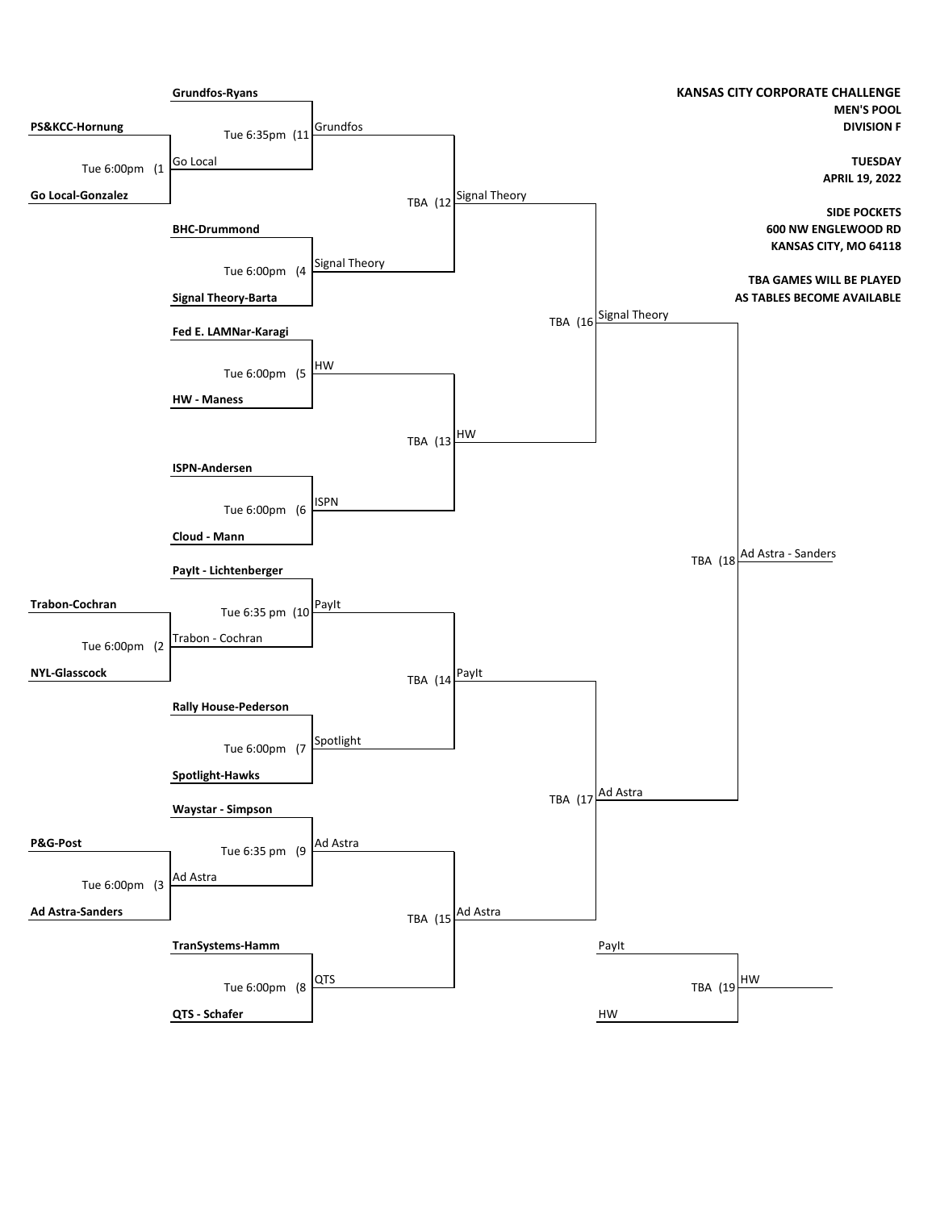**KANSAS CITY CORPORATE CHALLENGE**
**MEN'S POOL**
**DIVISION F**

**TUESDAY**
**APRIL 19, 2022**

**SIDE POCKETS**
**600 NW ENGLEWOOD RD**
**KANSAS CITY, MO 64118**

**TBA GAMES WILL BE PLAYED AS TABLES BECOME AVAILABLE**

| Game | Time | Team 1 | Team 2 | Winner |
|---|---|---|---|---|
| 1 | Tue 6:00pm | PS&KCC-Hornung | Go Local-Gonzalez | Go Local |
| 2 | Tue 6:00pm | Trabon-Cochran | NYL-Glasscock | Trabon - Cochran |
| 3 | Tue 6:00pm | P&G-Post | Ad Astra-Sanders | Ad Astra |
| 4 | Tue 6:00pm | BHC-Drummond | Signal Theory-Barta | Signal Theory |
| 5 | Tue 6:00pm | Fed E. LAMNar-Karagi | HW - Maness | HW |
| 6 | Tue 6:00pm | ISPN-Andersen | Cloud - Mann | ISPN |
| 7 | Tue 6:00pm | Rally House-Pederson | Spotlight-Hawks | Spotlight |
| 8 | Tue 6:00pm | TranSystems-Hamm | QTS - Schafer | QTS |
| 9 | Tue 6:35 pm | Waystar - Simpson | Ad Astra | Ad Astra |
| 10 | Tue 6:35 pm | PayIt - Lichtenberger | Trabon - Cochran | PayIt |
| 11 | Tue 6:35pm | Grundfos-Ryans | Go Local | Grundfos |
| 12 | TBA | Grundfos | Signal Theory | Signal Theory |
| 13 | TBA | HW | ISPN | HW |
| 14 | TBA | PayIt | Spotlight | PayIt |
| 15 | TBA | Ad Astra | QTS | Ad Astra |
| 16 | TBA | Signal Theory | HW | Signal Theory |
| 17 | TBA | PayIt | Ad Astra | Ad Astra |
| 18 | TBA | Signal Theory | Ad Astra | Ad Astra - Sanders |
| 19 | TBA | PayIt | HW | HW |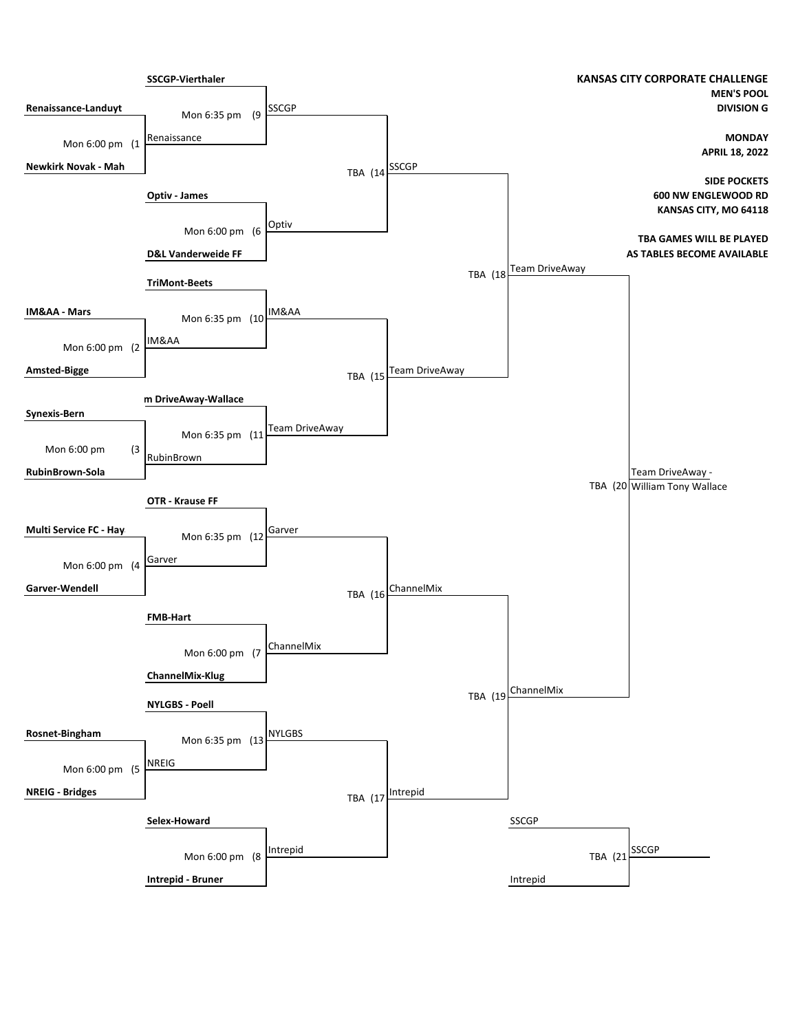**KANSAS CITY CORPORATE CHALLENGE**
**MEN'S POOL**
**DIVISION G**

**MONDAY**
**APRIL 18, 2022**

**SIDE POCKETS**
**600 NW ENGLEWOOD RD**
**KANSAS CITY, MO 64118**

**TBA GAMES WILL BE PLAYED**
**AS TABLES BECOME AVAILABLE**

**SSCGP-Vierthaler**

**Renaissance-Landuyt**

Mon 6:35 pm (9 SSCGP

Mon 6:00 pm (1 Renaissance

**Newkirk Novak - Mah**

TBA (14 SSCGP

**Optiv - James**

Mon 6:00 pm (6 Optiv

**D&L Vanderweide FF**

TBA (18 Team DriveAway

**TriMont-Beets**

**IM&AA - Mars**

Mon 6:35 pm (10 IM&AA

Mon 6:00 pm (2 IM&AA

**Amsted-Bigge**

TBA (15 Team DriveAway

**m DriveAway-Wallace**

**Synexis-Bern**

Mon 6:35 pm (11 Team DriveAway

Mon 6:00 pm (3 RubinBrown

**RubinBrown-Sola**

TBA (20 Team DriveAway - William Tony Wallace

**OTR - Krause FF**

**Multi Service FC - Hay**

Mon 6:35 pm (12 Garver

Mon 6:00 pm (4 Garver

**Garver-Wendell**

TBA (16 ChannelMix

**FMB-Hart**

Mon 6:00 pm (7 ChannelMix

**ChannelMix-Klug**

TBA (19 ChannelMix

**NYLGBS - Poell**

**Rosnet-Bingham**

Mon 6:35 pm (13 NYLGBS

Mon 6:00 pm (5 NREIG

**NREIG - Bridges**

TBA (17 Intrepid

**Selex-Howard**

Mon 6:00 pm (8 Intrepid

**Intrepid - Bruner**

SSCGP

TBA (21 SSCGP

Intrepid